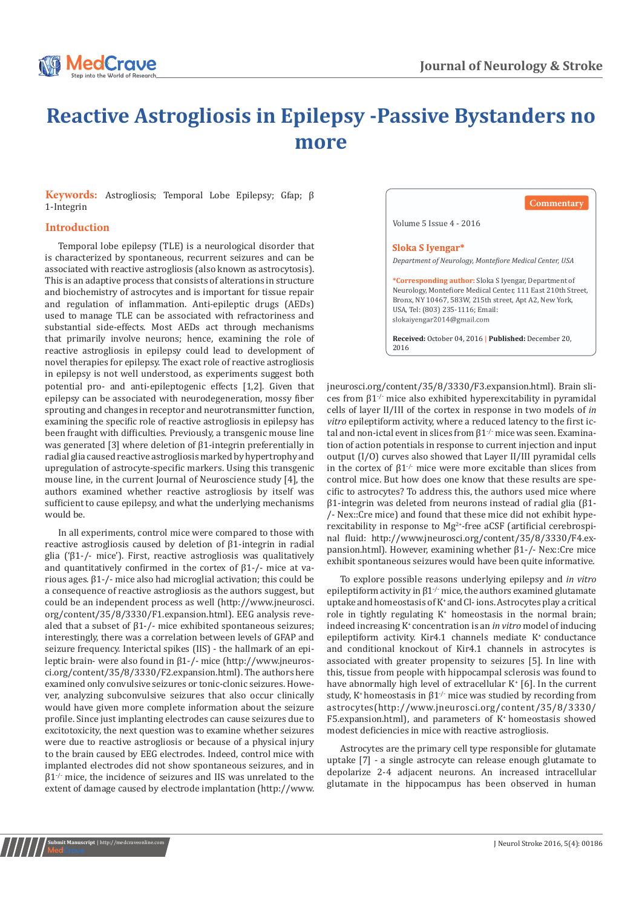# Reactive Astrogliosis in Epilepsy -Passive Bystanders no more

**Keywords:** Astrogliosis; Temporal Lobe Epilepsy; Gfap; β 1-Integrin

Commentary

Volume 5 Issue 4 - 2016

**Sloka S Iyengar***

*Department of Neurology, Montefiore Medical Center, USA*

***Corresponding author:** Sloka S Iyengar, Department of Neurology, Montefiore Medical Center, 111 East 210th Street, Bronx, NY 10467, 583W, 215th street, Apt A2, New York, USA, Tel: (803) 235-1116; Email: slokaiyengar2014@gmail.com

**Received:** October 04, 2016 | **Published:** December 20, 2016

## Introduction

Temporal lobe epilepsy (TLE) is a neurological disorder that is characterized by spontaneous, recurrent seizures and can be associated with reactive astrogliosis (also known as astrocytosis). This is an adaptive process that consists of alterations in structure and biochemistry of astrocytes and is important for tissue repair and regulation of inflammation. Anti-epileptic drugs (AEDs) used to manage TLE can be associated with refractoriness and substantial side-effects. Most AEDs act through mechanisms that primarily involve neurons; hence, examining the role of reactive astrogliosis in epilepsy could lead to development of novel therapies for epilepsy. The exact role of reactive astrogliosis in epilepsy is not well understood, as experiments suggest both potential pro- and anti-epileptogenic effects [1,2]. Given that epilepsy can be associated with neurodegeneration, mossy fiber sprouting and changes in receptor and neurotransmitter function, examining the specific role of reactive astrogliosis in epilepsy has been fraught with difficulties. Previously, a transgenic mouse line was generated [3] where deletion of β1-integrin preferentially in radial glia caused reactive astrogliosis marked by hypertrophy and upregulation of astrocyte-specific markers. Using this transgenic mouse line, in the current Journal of Neuroscience study [4], the authors examined whether reactive astrogliosis by itself was sufficient to cause epilepsy, and what the underlying mechanisms would be.

In all experiments, control mice were compared to those with reactive astrogliosis caused by deletion of β1-integrin in radial glia ('β1-/- mice'). First, reactive astrogliosis was qualitatively and quantitatively confirmed in the cortex of β1-/- mice at various ages. β1-/- mice also had microglial activation; this could be a consequence of reactive astrogliosis as the authors suggest, but could be an independent process as well (http://www.jneurosci.org/content/35/8/3330/F1.expansion.html). EEG analysis revealed that a subset of β1-/- mice exhibited spontaneous seizures; interestingly, there was a correlation between levels of GFAP and seizure frequency. Interictal spikes (IIS) - the hallmark of an epileptic brain- were also found in β1-/- mice (http://www.jneurosci.org/content/35/8/3330/F2.expansion.html). The authors here examined only convulsive seizures or tonic-clonic seizures. However, analyzing subconvulsive seizures that also occur clinically would have given more complete information about the seizure profile. Since just implanting electrodes can cause seizures due to excitotoxicity, the next question was to examine whether seizures were due to reactive astrogliosis or because of a physical injury to the brain caused by EEG electrodes. Indeed, control mice with implanted electrodes did not show spontaneous seizures, and in $\beta1^{-/-}$ mice, the incidence of seizures and IIS was unrelated to the extent of damage caused by electrode implantation (http://www.jneurosci.org/content/35/8/3330/F3.expansion.html). Brain slices from $\beta1^{-/-}$ mice also exhibited hyperexcitability in pyramidal cells of layer II/III of the cortex in response in two models of *in vitro* epileptiform activity, where a reduced latency to the first ictal and non-ictal event in slices from $\beta1^{-/-}$ mice was seen. Examination of action potentials in response to current injection and input output (I/O) curves also showed that Layer II/III pyramidal cells in the cortex of $\beta1^{-/-}$ mice were more excitable than slices from control mice. But how does one know that these results are specific to astrocytes? To address this, the authors used mice where β1-integrin was deleted from neurons instead of radial glia (β1-/- Nex::Cre mice) and found that these mice did not exhibit hyperexcitability in response to $Mg^{2+}$-free aCSF (artificial cerebrospinal fluid: http://www.jneurosci.org/content/35/8/3330/F4.expansion.html). However, examining whether β1-/- Nex::Cre mice exhibit spontaneous seizures would have been quite informative.

To explore possible reasons underlying epilepsy and *in vitro* epileptiform activity in $\beta1^{-/-}$ mice, the authors examined glutamate uptake and homeostasis of $K^+$ and Cl- ions. Astrocytes play a critical role in tightly regulating $K^+$ homeostasis in the normal brain; indeed increasing $K^+$ concentration is an *in vitro* model of inducing epileptiform activity. Kir4.1 channels mediate $K^+$ conductance and conditional knockout of Kir4.1 channels in astrocytes is associated with greater propensity to seizures [5]. In line with this, tissue from people with hippocampal sclerosis was found to have abnormally high level of extracellular $K^+$ [6]. In the current study, $K^+$ homeostasis in $\beta1^{-/-}$ mice was studied by recording from astrocytes(http://www.jneurosci.org/content/35/8/3330/F5.expansion.html), and parameters of $K^+$ homeostasis showed modest deficiencies in mice with reactive astrogliosis.

Astrocytes are the primary cell type responsible for glutamate uptake [7] - a single astrocyte can release enough glutamate to depolarize 2-4 adjacent neurons. An increased intracellular glutamate in the hippocampus has been observed in human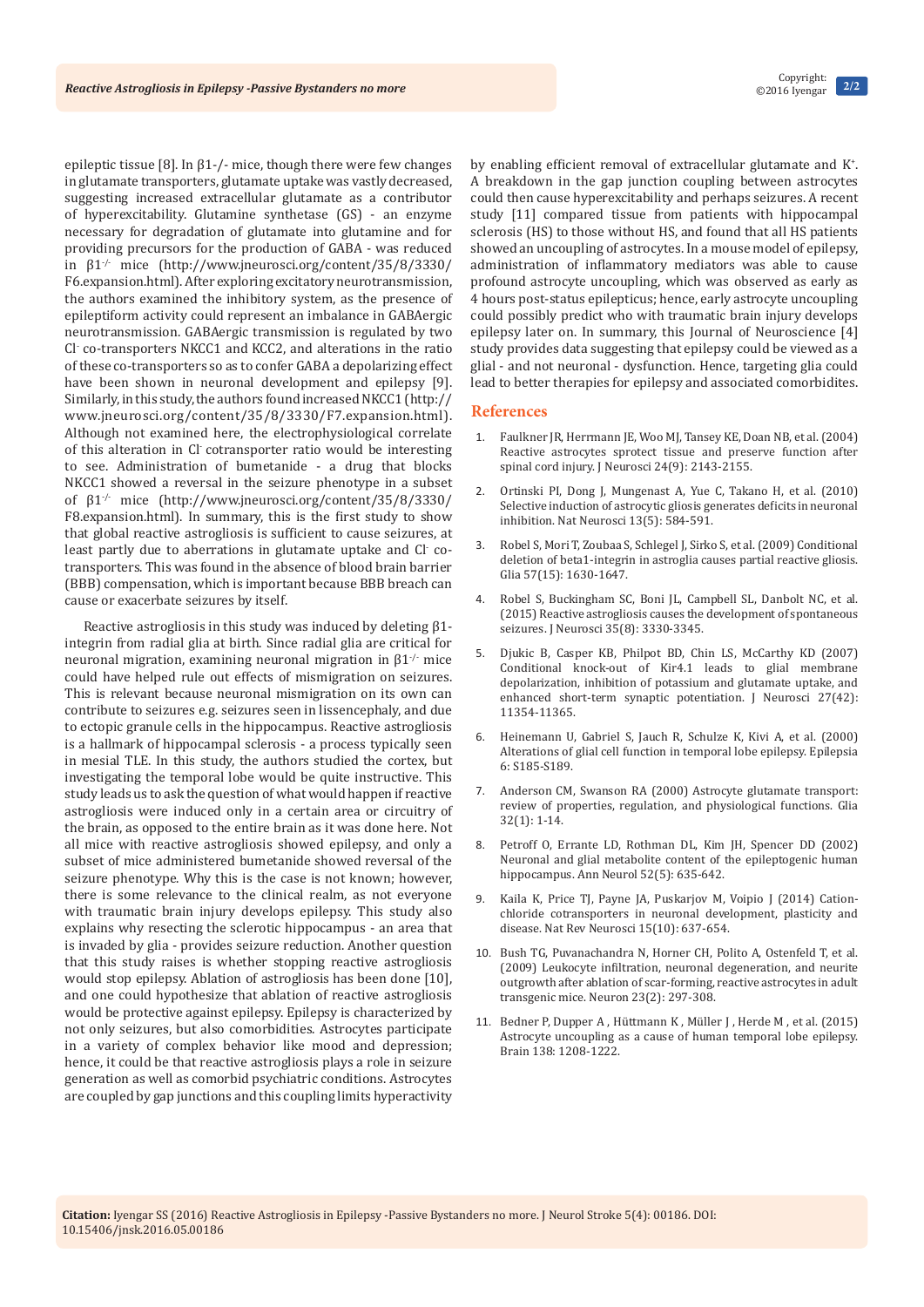epileptic tissue [8]. In β1-/- mice, though there were few changes in glutamate transporters, glutamate uptake was vastly decreased, suggesting increased extracellular glutamate as a contributor of hyperexcitability. Glutamine synthetase (GS) - an enzyme necessary for degradation of glutamate into glutamine and for providing precursors for the production of GABA - was reduced in $\beta1^{-/-}$ mice (http://www.jneurosci.org/content/35/8/3330/F6.expansion.html). After exploring excitatory neurotransmission, the authors examined the inhibitory system, as the presence of epileptiform activity could represent an imbalance in GABAergic neurotransmission. GABAergic transmission is regulated by two $Cl^-$ co-transporters NKCC1 and KCC2, and alterations in the ratio of these co-transporters so as to confer GABA a depolarizing effect have been shown in neuronal development and epilepsy [9]. Similarly, in this study, the authors found increased NKCC1 (http://www.jneurosci.org/content/35/8/3330/F7.expansion.html). Although not examined here, the electrophysiological correlate of this alteration in $Cl^-$ cotransporter ratio would be interesting to see. Administration of bumetanide - a drug that blocks NKCC1 showed a reversal in the seizure phenotype in a subset of $\beta1^{-/-}$ mice (http://www.jneurosci.org/content/35/8/3330/F8.expansion.html). In summary, this is the first study to show that global reactive astrogliosis is sufficient to cause seizures, at least partly due to aberrations in glutamate uptake and $Cl^-$ co-transporters. This was found in the absence of blood brain barrier (BBB) compensation, which is important because BBB breach can cause or exacerbate seizures by itself.

Reactive astrogliosis in this study was induced by deleting β1-integrin from radial glia at birth. Since radial glia are critical for neuronal migration, examining neuronal migration in $\beta1^{-/-}$ mice could have helped rule out effects of mismigration on seizures. This is relevant because neuronal mismigration on its own can contribute to seizures e.g. seizures seen in lissencephaly, and due to ectopic granule cells in the hippocampus. Reactive astrogliosis is a hallmark of hippocampal sclerosis - a process typically seen in mesial TLE. In this study, the authors studied the cortex, but investigating the temporal lobe would be quite instructive. This study leads us to ask the question of what would happen if reactive astrogliosis were induced only in a certain area or circuitry of the brain, as opposed to the entire brain as it was done here. Not all mice with reactive astrogliosis showed epilepsy, and only a subset of mice administered bumetanide showed reversal of the seizure phenotype. Why this is the case is not known; however, there is some relevance to the clinical realm, as not everyone with traumatic brain injury develops epilepsy. This study also explains why resecting the sclerotic hippocampus - an area that is invaded by glia - provides seizure reduction. Another question that this study raises is whether stopping reactive astrogliosis would stop epilepsy. Ablation of astrogliosis has been done [10], and one could hypothesize that ablation of reactive astrogliosis would be protective against epilepsy. Epilepsy is characterized by not only seizures, but also comorbidities. Astrocytes participate in a variety of complex behavior like mood and depression; hence, it could be that reactive astrogliosis plays a role in seizure generation as well as comorbid psychiatric conditions. Astrocytes are coupled by gap junctions and this coupling limits hyperactivity by enabling efficient removal of extracellular glutamate and $K^+$. A breakdown in the gap junction coupling between astrocytes could then cause hyperexcitability and perhaps seizures. A recent study [11] compared tissue from patients with hippocampal sclerosis (HS) to those without HS, and found that all HS patients showed an uncoupling of astrocytes. In a mouse model of epilepsy, administration of inflammatory mediators was able to cause profound astrocyte uncoupling, which was observed as early as 4 hours post-status epilepticus; hence, early astrocyte uncoupling could possibly predict who with traumatic brain injury develops epilepsy later on. In summary, this Journal of Neuroscience [4] study provides data suggesting that epilepsy could be viewed as a glial - and not neuronal - dysfunction. Hence, targeting glia could lead to better therapies for epilepsy and associated comorbidites.

## References

1. Faulkner JR, Herrmann JE, Woo MJ, Tansey KE, Doan NB, et al. (2004) Reactive astrocytes sprotect tissue and preserve function after spinal cord injury. J Neurosci 24(9): 2143-2155.
2. Ortinski PI, Dong J, Mungenast A, Yue C, Takano H, et al. (2010) Selective induction of astrocytic gliosis generates deficits in neuronal inhibition. Nat Neurosci 13(5): 584-591.
3. Robel S, Mori T, Zoubaa S, Schlegel J, Sirko S, et al. (2009) Conditional deletion of beta1-integrin in astroglia causes partial reactive gliosis. Glia 57(15): 1630-1647.
4. Robel S, Buckingham SC, Boni JL, Campbell SL, Danbolt NC, et al. (2015) Reactive astrogliosis causes the development of spontaneous seizures. J Neurosci 35(8): 3330-3345.
5. Djukic B, Casper KB, Philpot BD, Chin LS, McCarthy KD (2007) Conditional knock-out of Kir4.1 leads to glial membrane depolarization, inhibition of potassium and glutamate uptake, and enhanced short-term synaptic potentiation. J Neurosci 27(42): 11354-11365.
6. Heinemann U, Gabriel S, Jauch R, Schulze K, Kivi A, et al. (2000) Alterations of glial cell function in temporal lobe epilepsy. Epilepsia 6: S185-S189.
7. Anderson CM, Swanson RA (2000) Astrocyte glutamate transport: review of properties, regulation, and physiological functions. Glia 32(1): 1-14.
8. Petroff O, Errante LD, Rothman DL, Kim JH, Spencer DD (2002) Neuronal and glial metabolite content of the epileptogenic human hippocampus. Ann Neurol 52(5): 635-642.
9. Kaila K, Price TJ, Payne JA, Puskarjov M, Voipio J (2014) Cation-chloride cotransporters in neuronal development, plasticity and disease. Nat Rev Neurosci 15(10): 637-654.
10. Bush TG, Puvanachandra N, Horner CH, Polito A, Ostenfeld T, et al. (2009) Leukocyte infiltration, neuronal degeneration, and neurite outgrowth after ablation of scar-forming, reactive astrocytes in adult transgenic mice. Neuron 23(2): 297-308.
11. Bedner P, Dupper A , Hüttmann K , Müller J , Herde M , et al. (2015) Astrocyte uncoupling as a cause of human temporal lobe epilepsy. Brain 138: 1208-1222.

**Citation:** Iyengar SS (2016) Reactive Astrogliosis in Epilepsy -Passive Bystanders no more. J Neurol Stroke 5(4): 00186. DOI: 10.15406/jnsk.2016.05.00186